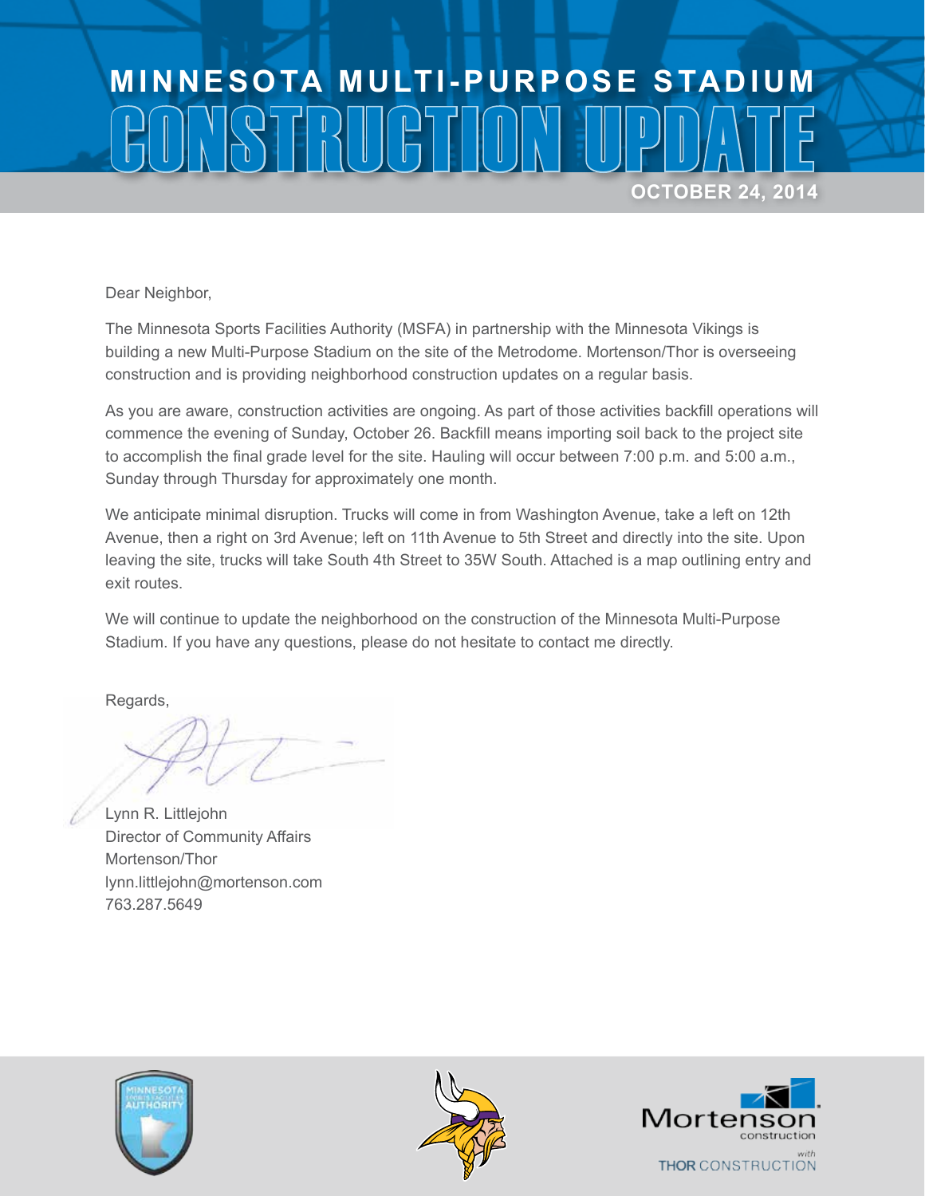# MINNESOTA MULTI-PURPOSE STADIUM

# CONSTRUCTION UPDATE

**OCTOBER 24, 2014**

Dear Neighbor,

The Minnesota Sports Facilities Authority (MSFA) in partnership with the Minnesota Vikings is building a new Multi-Purpose Stadium on the site of the Metrodome. Mortenson/Thor is overseeing construction and is providing neighborhood construction updates on a regular basis.

As you are aware, construction activities are ongoing. As part of those activities backfill operations will commence the evening of Sunday, October 26. Backfill means importing soil back to the project site to accomplish the final grade level for the site. Hauling will occur between 7:00 p.m. and 5:00 a.m., Sunday through Thursday for approximately one month.

We anticipate minimal disruption. Trucks will come in from Washington Avenue, take a left on 12th Avenue, then a right on 3rd Avenue; left on 11th Avenue to 5th Street and directly into the site. Upon leaving the site, trucks will take South 4th Street to 35W South. Attached is a map outlining entry and exit routes.

We will continue to update the neighborhood on the construction of the Minnesota Multi-Purpose Stadium. If you have any questions, please do not hesitate to contact me directly.

Regards,

Lynn R. Littlejohn
Director of Community Affairs
Mortenson/Thor
lynn.littlejohn@mortenson.com
763.287.5649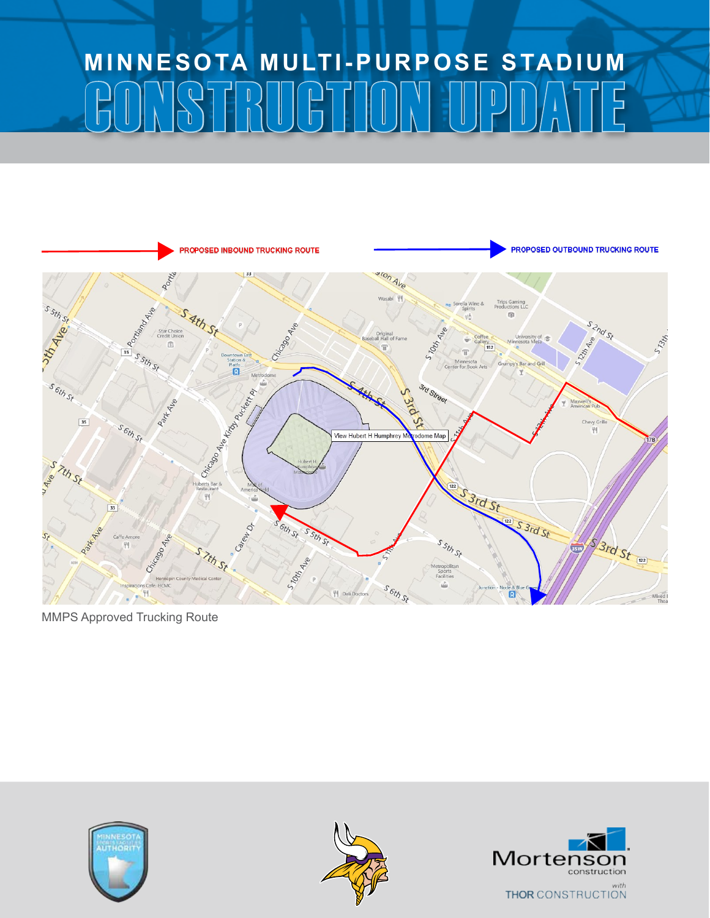# MINNESOTA MULTI-PURPOSE STADIUM

# CONSTRUCTION UPDATE

PROPOSED INBOUND TRUCKING ROUTE

PROPOSED OUTBOUND TRUCKING ROUTE

MMPS Approved Trucking Route